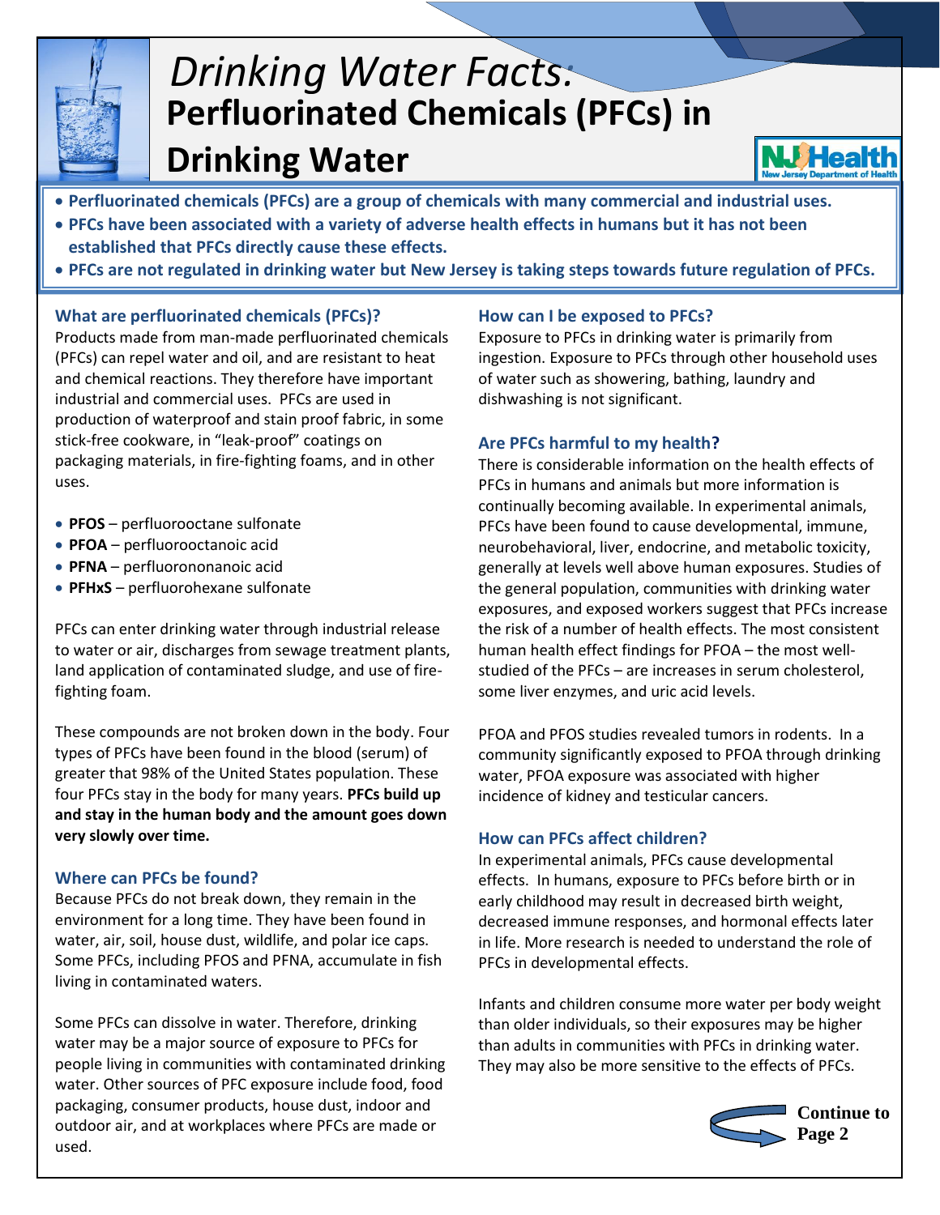# *Drinking Water Facts:* Perfluorinated Chemicals (PFCs) in Drinking Water

- **Perfluorinated chemicals (PFCs) are a group of chemicals with many commercial and industrial uses.**
- **PFCs have been associated with a variety of adverse health effects in humans but it has not been established that PFCs directly cause these effects.**
- **PFCs are not regulated in drinking water but New Jersey is taking steps towards future regulation of PFCs.**

## What are perfluorinated chemicals (PFCs)?

Products made from man-made perfluorinated chemicals (PFCs) can repel water and oil, and are resistant to heat and chemical reactions. They therefore have important industrial and commercial uses. PFCs are used in production of waterproof and stain proof fabric, in some stick-free cookware, in "leak-proof" coatings on packaging materials, in fire-fighting foams, and in other uses.

- **PFOS** – perfluorooctane sulfonate
- **PFOA** – perfluorooctanoic acid
- **PFNA** – perfluorononanoic acid
- **PFHxS** – perfluorohexane sulfonate

PFCs can enter drinking water through industrial release to water or air, discharges from sewage treatment plants, land application of contaminated sludge, and use of fire-fighting foam.

These compounds are not broken down in the body. Four types of PFCs have been found in the blood (serum) of greater that 98% of the United States population. These four PFCs stay in the body for many years. **PFCs build up and stay in the human body and the amount goes down very slowly over time.**

## Where can PFCs be found?

Because PFCs do not break down, they remain in the environment for a long time. They have been found in water, air, soil, house dust, wildlife, and polar ice caps. Some PFCs, including PFOS and PFNA, accumulate in fish living in contaminated waters.

Some PFCs can dissolve in water. Therefore, drinking water may be a major source of exposure to PFCs for people living in communities with contaminated drinking water. Other sources of PFC exposure include food, food packaging, consumer products, house dust, indoor and outdoor air, and at workplaces where PFCs are made or used.

## How can I be exposed to PFCs?

Exposure to PFCs in drinking water is primarily from ingestion. Exposure to PFCs through other household uses of water such as showering, bathing, laundry and dishwashing is not significant.

## Are PFCs harmful to my health?

There is considerable information on the health effects of PFCs in humans and animals but more information is continually becoming available. In experimental animals, PFCs have been found to cause developmental, immune, neurobehavioral, liver, endocrine, and metabolic toxicity, generally at levels well above human exposures. Studies of the general population, communities with drinking water exposures, and exposed workers suggest that PFCs increase the risk of a number of health effects. The most consistent human health effect findings for PFOA – the most well-studied of the PFCs – are increases in serum cholesterol, some liver enzymes, and uric acid levels.

PFOA and PFOS studies revealed tumors in rodents. In a community significantly exposed to PFOA through drinking water, PFOA exposure was associated with higher incidence of kidney and testicular cancers.

## How can PFCs affect children?

In experimental animals, PFCs cause developmental effects. In humans, exposure to PFCs before birth or in early childhood may result in decreased birth weight, decreased immune responses, and hormonal effects later in life. More research is needed to understand the role of PFCs in developmental effects.

Infants and children consume more water per body weight than older individuals, so their exposures may be higher than adults in communities with PFCs in drinking water. They may also be more sensitive to the effects of PFCs.

**Continue to Page 2**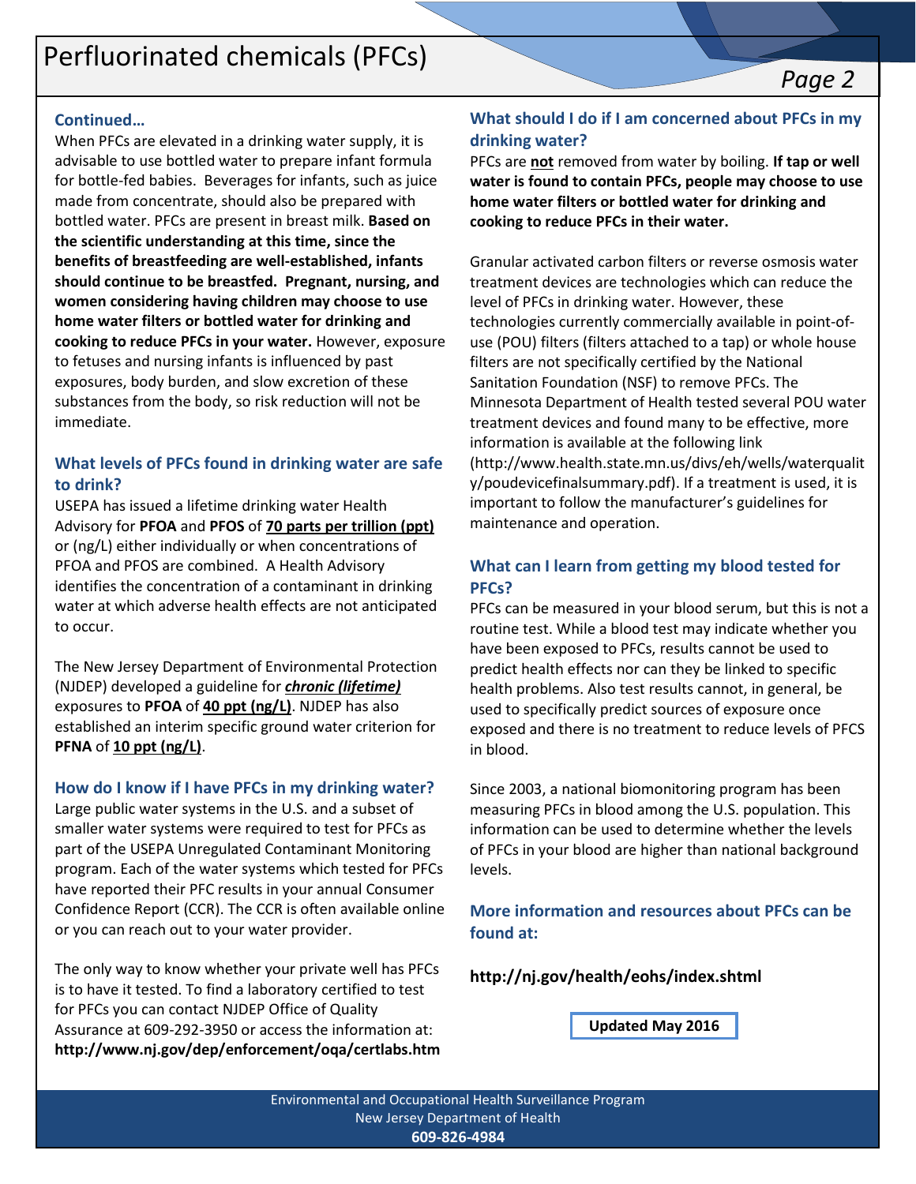# Perfluorinated chemicals (PFCs)

**Continued…**

When PFCs are elevated in a drinking water supply, it is advisable to use bottled water to prepare infant formula for bottle-fed babies. Beverages for infants, such as juice made from concentrate, should also be prepared with bottled water. PFCs are present in breast milk. **Based on the scientific understanding at this time, since the benefits of breastfeeding are well-established, infants should continue to be breastfed. Pregnant, nursing, and women considering having children may choose to use home water filters or bottled water for drinking and cooking to reduce PFCs in your water.** However, exposure to fetuses and nursing infants is influenced by past exposures, body burden, and slow excretion of these substances from the body, so risk reduction will not be immediate.

## What levels of PFCs found in drinking water are safe to drink?

USEPA has issued a lifetime drinking water Health Advisory for **PFOA** and **PFOS** of **70 parts per trillion (ppt)** or (ng/L) either individually or when concentrations of PFOA and PFOS are combined. A Health Advisory identifies the concentration of a contaminant in drinking water at which adverse health effects are not anticipated to occur.

The New Jersey Department of Environmental Protection (NJDEP) developed a guideline for ***chronic (lifetime)*** exposures to **PFOA** of **40 ppt (ng/L)**. NJDEP has also established an interim specific ground water criterion for **PFNA** of **10 ppt (ng/L)**.

## How do I know if I have PFCs in my drinking water?

Large public water systems in the U.S. and a subset of smaller water systems were required to test for PFCs as part of the USEPA Unregulated Contaminant Monitoring program. Each of the water systems which tested for PFCs have reported their PFC results in your annual Consumer Confidence Report (CCR). The CCR is often available online or you can reach out to your water provider.

The only way to know whether your private well has PFCs is to have it tested. To find a laboratory certified to test for PFCs you can contact NJDEP Office of Quality Assurance at 609-292-3950 or access the information at: **http://www.nj.gov/dep/enforcement/oqa/certlabs.htm**

## What should I do if I am concerned about PFCs in my drinking water?

PFCs are **not** removed from water by boiling. **If tap or well water is found to contain PFCs, people may choose to use home water filters or bottled water for drinking and cooking to reduce PFCs in their water.**

Granular activated carbon filters or reverse osmosis water treatment devices are technologies which can reduce the level of PFCs in drinking water. However, these technologies currently commercially available in point-of-use (POU) filters (filters attached to a tap) or whole house filters are not specifically certified by the National Sanitation Foundation (NSF) to remove PFCs. The Minnesota Department of Health tested several POU water treatment devices and found many to be effective, more information is available at the following link (http://www.health.state.mn.us/divs/eh/wells/waterquality/poudevicefinalsummary.pdf). If a treatment is used, it is important to follow the manufacturer's guidelines for maintenance and operation.

## What can I learn from getting my blood tested for PFCs?

PFCs can be measured in your blood serum, but this is not a routine test. While a blood test may indicate whether you have been exposed to PFCs, results cannot be used to predict health effects nor can they be linked to specific health problems. Also test results cannot, in general, be used to specifically predict sources of exposure once exposed and there is no treatment to reduce levels of PFCS in blood.

Since 2003, a national biomonitoring program has been measuring PFCs in blood among the U.S. population. This information can be used to determine whether the levels of PFCs in your blood are higher than national background levels.

## More information and resources about PFCs can be found at:

**http://nj.gov/health/eohs/index.shtml**

**Updated May 2016**

Environmental and Occupational Health Surveillance Program
New Jersey Department of Health
**609-826-4984**